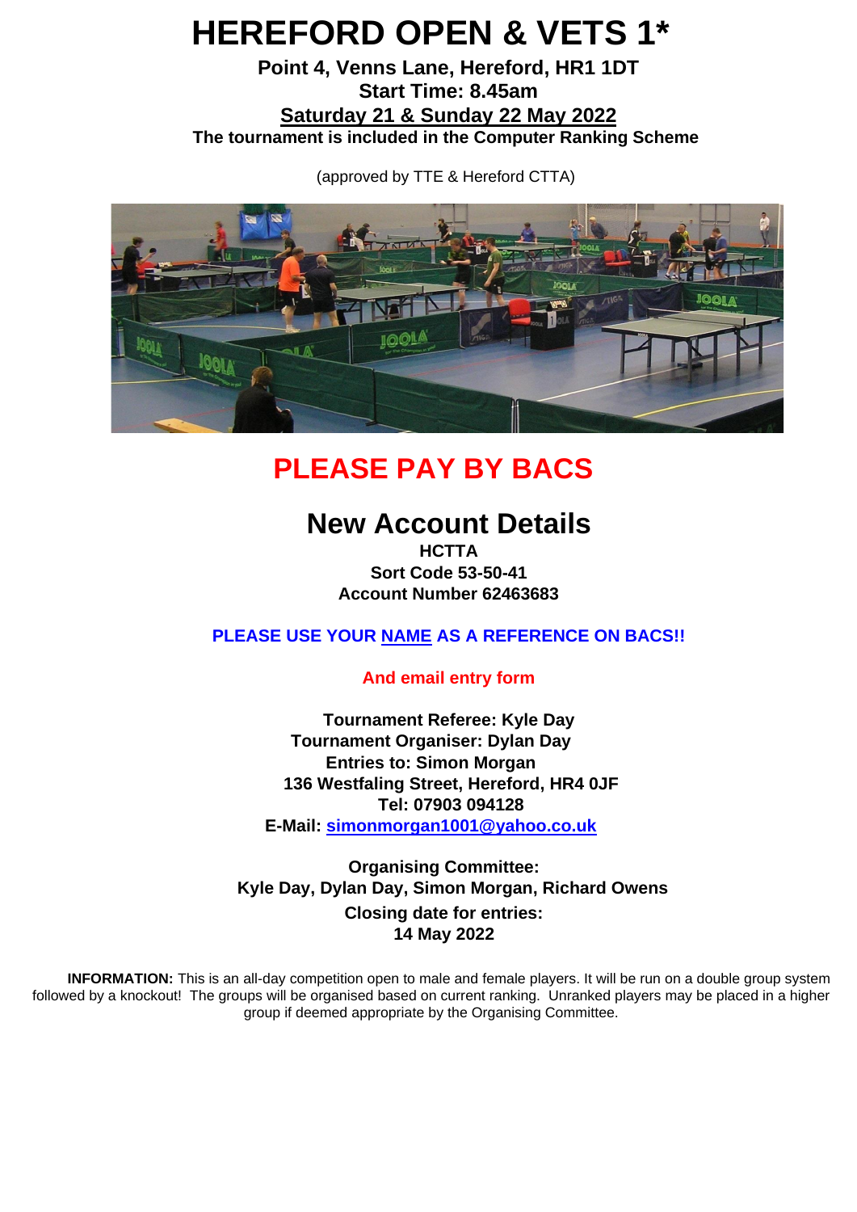# HEREFORD OPEN & VETS 1*

**Point 4, Venns Lane, Hereford, HR1 1DT**

**Start Time: 8.45am**

**Saturday 21 & Sunday 22 May 2022**

**The tournament is included in the Computer Ranking Scheme**

(approved by TTE & Hereford CTTA)

## PLEASE PAY BY BACS

## New Account Details

**HCTTA**
**Sort Code 53-50-41**
**Account Number 62463683**

**PLEASE USE YOUR NAME AS A REFERENCE ON BACS!!**

**And email entry form**

**Tournament Referee: Kyle Day**
**Tournament Organiser: Dylan Day**
**Entries to: Simon Morgan**
**136 Westfaling Street, Hereford, HR4 0JF**
**Tel: 07903 094128**
**E-Mail: simonmorgan1001@yahoo.co.uk**

**Organising Committee:**
**Kyle Day, Dylan Day, Simon Morgan, Richard Owens**

**Closing date for entries:**
**14 May 2022**

**INFORMATION:** This is an all-day competition open to male and female players. It will be run on a double group system followed by a knockout! The groups will be organised based on current ranking. Unranked players may be placed in a higher group if deemed appropriate by the Organising Committee.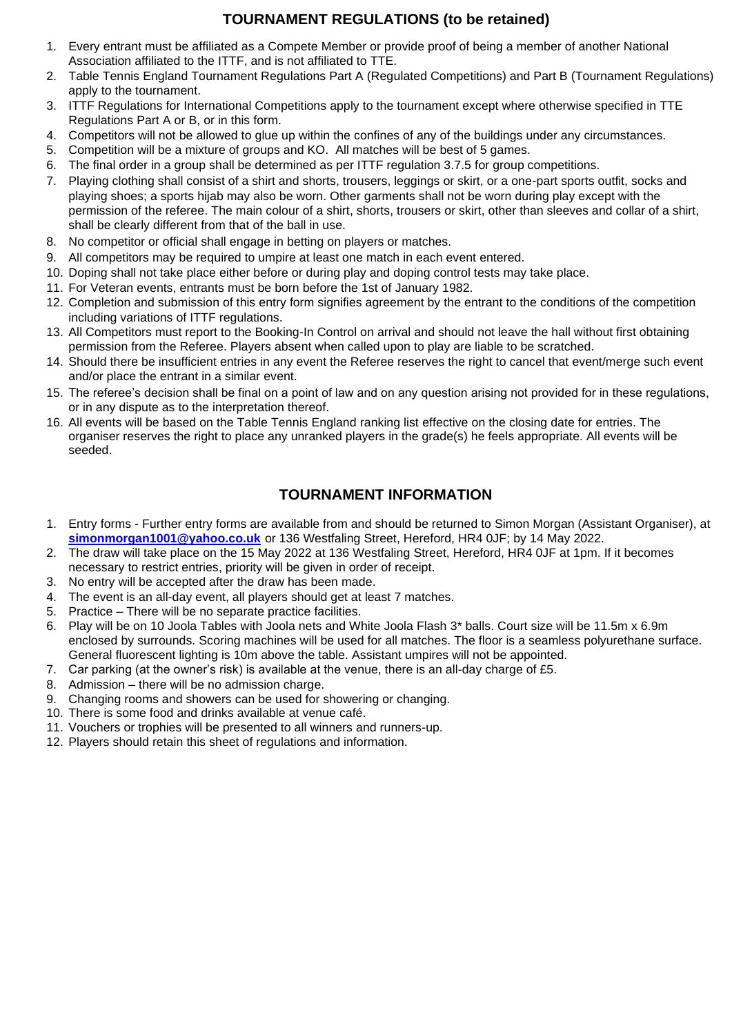## TOURNAMENT REGULATIONS (to be retained)

1. Every entrant must be affiliated as a Compete Member or provide proof of being a member of another National Association affiliated to the ITTF, and is not affiliated to TTE.
2. Table Tennis England Tournament Regulations Part A (Regulated Competitions) and Part B (Tournament Regulations) apply to the tournament.
3. ITTF Regulations for International Competitions apply to the tournament except where otherwise specified in TTE Regulations Part A or B, or in this form.
4. Competitors will not be allowed to glue up within the confines of any of the buildings under any circumstances.
5. Competition will be a mixture of groups and KO. All matches will be best of 5 games.
6. The final order in a group shall be determined as per ITTF regulation 3.7.5 for group competitions.
7. Playing clothing shall consist of a shirt and shorts, trousers, leggings or skirt, or a one-part sports outfit, socks and playing shoes; a sports hijab may also be worn. Other garments shall not be worn during play except with the permission of the referee. The main colour of a shirt, shorts, trousers or skirt, other than sleeves and collar of a shirt, shall be clearly different from that of the ball in use.
8. No competitor or official shall engage in betting on players or matches.
9. All competitors may be required to umpire at least one match in each event entered.
10. Doping shall not take place either before or during play and doping control tests may take place.
11. For Veteran events, entrants must be born before the 1st of January 1982.
12. Completion and submission of this entry form signifies agreement by the entrant to the conditions of the competition including variations of ITTF regulations.
13. All Competitors must report to the Booking-In Control on arrival and should not leave the hall without first obtaining permission from the Referee. Players absent when called upon to play are liable to be scratched.
14. Should there be insufficient entries in any event the Referee reserves the right to cancel that event/merge such event and/or place the entrant in a similar event.
15. The referee's decision shall be final on a point of law and on any question arising not provided for in these regulations, or in any dispute as to the interpretation thereof.
16. All events will be based on the Table Tennis England ranking list effective on the closing date for entries. The organiser reserves the right to place any unranked players in the grade(s) he feels appropriate. All events will be seeded.

## TOURNAMENT INFORMATION

1. Entry forms - Further entry forms are available from and should be returned to Simon Morgan (Assistant Organiser), at **simonmorgan1001@yahoo.co.uk** or 136 Westfaling Street, Hereford, HR4 0JF; by 14 May 2022.
2. The draw will take place on the 15 May 2022 at 136 Westfaling Street, Hereford, HR4 0JF at 1pm. If it becomes necessary to restrict entries, priority will be given in order of receipt.
3. No entry will be accepted after the draw has been made.
4. The event is an all-day event, all players should get at least 7 matches.
5. Practice – There will be no separate practice facilities.
6. Play will be on 10 Joola Tables with Joola nets and White Joola Flash 3* balls. Court size will be 11.5m x 6.9m enclosed by surrounds. Scoring machines will be used for all matches. The floor is a seamless polyurethane surface. General fluorescent lighting is 10m above the table. Assistant umpires will not be appointed.
7. Car parking (at the owner's risk) is available at the venue, there is an all-day charge of £5.
8. Admission – there will be no admission charge.
9. Changing rooms and showers can be used for showering or changing.
10. There is some food and drinks available at venue café.
11. Vouchers or trophies will be presented to all winners and runners-up.
12. Players should retain this sheet of regulations and information.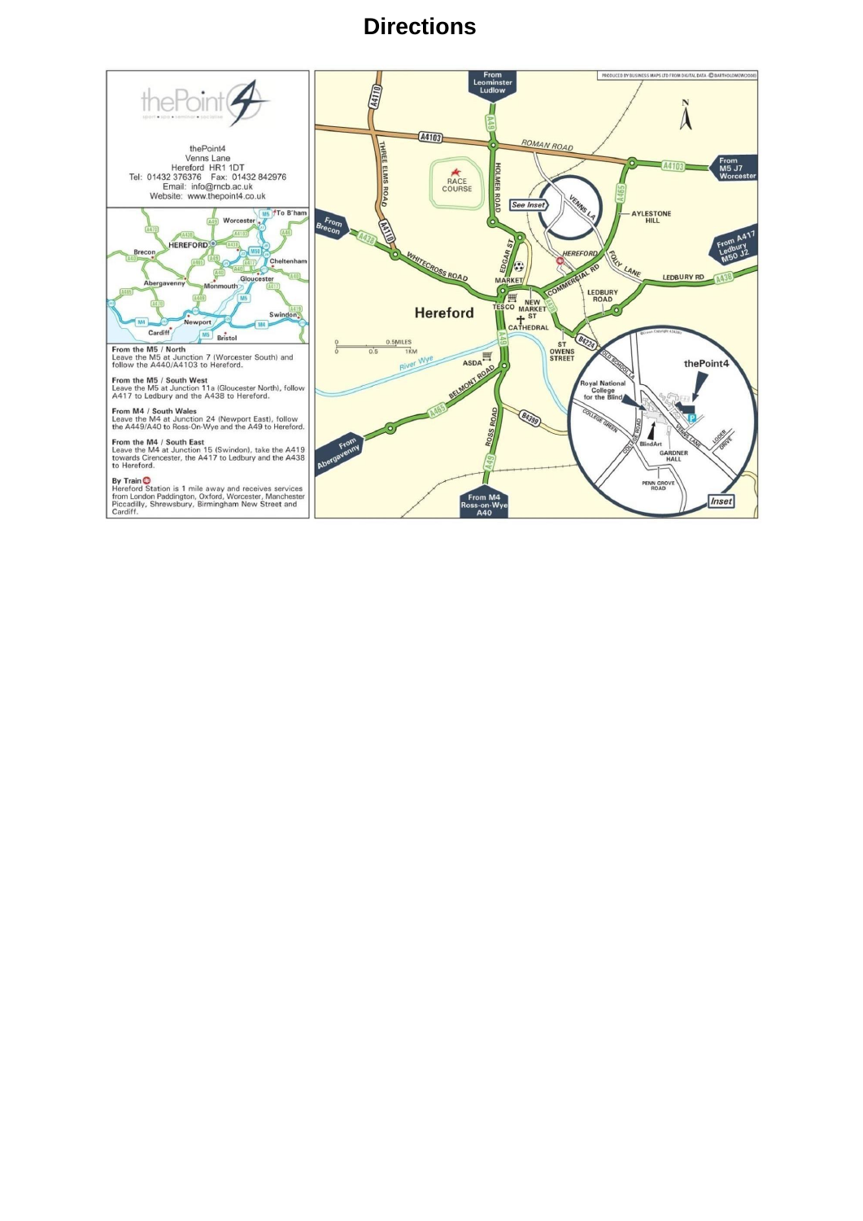# Directions

thePoint4
Venns Lane
Hereford HR1 1DT
Tel: 01432 376376 Fax: 01432 842976
Email: info@rncb.ac.uk
Website: www.thepoint4.co.uk

**From the M5 / North**
Leave the M5 at Junction 7 (Worcester South) and follow the A440/A4103 to Hereford.

**From the M5 / South West**
Leave the M5 at Junction 11a (Gloucester North), follow A417 to Ledbury and the A438 to Hereford.

**From M4 / South Wales**
Leave the M4 at Junction 24 (Newport East), follow the A449/A40 to Ross-On-Wye and the A49 to Hereford.

**From the M4 / South East**
Leave the M4 at Junction 15 (Swindon), take the A419 towards Cirencester, the A417 to Ledbury and the A438 to Hereford.

**By Train**
Hereford Station is 1 mile away and receives services from London Paddington, Oxford, Worcester, Manchester Piccadilly, Shrewsbury, Birmingham New Street and Cardiff.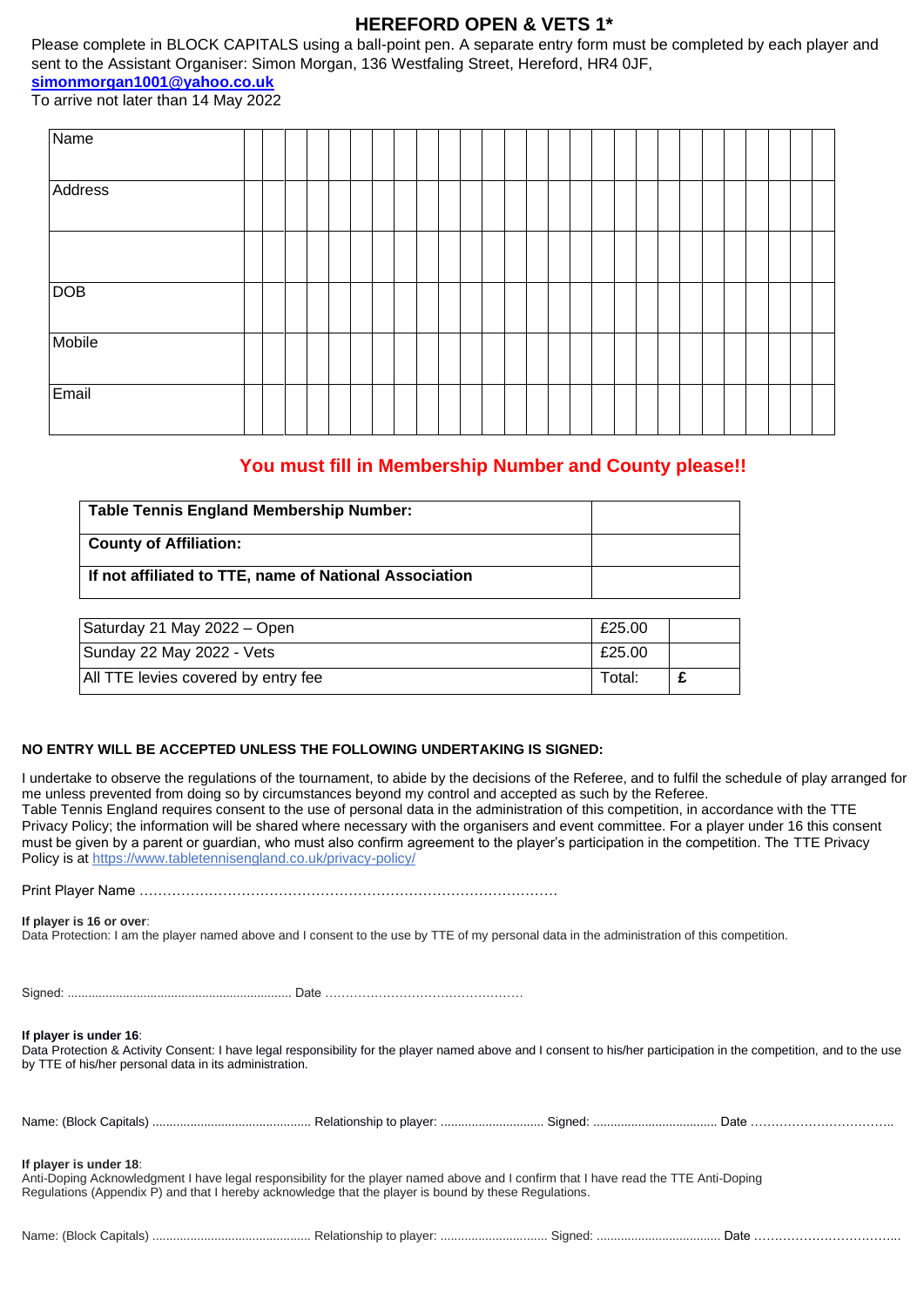# HEREFORD OPEN & VETS 1*

Please complete in BLOCK CAPITALS using a ball-point pen. A separate entry form must be completed by each player and sent to the Assistant Organiser: Simon Morgan, 136 Westfaling Street, Hereford, HR4 0JF, **simonmorgan1001@yahoo.co.uk**

To arrive not later than 14 May 2022

| | |
|---|---|
| Name | |
| Address | |
| | |
| DOB | |
| Mobile | |
| Email | |

**You must fill in Membership Number and County please!!**

| | |
|---|---|
| **Table Tennis England Membership Number:** | |
| **County of Affiliation:** | |
| **If not affiliated to TTE, name of National Association** | |

| | | |
|---|---|---|
| Saturday 21 May 2022 – Open | £25.00 | |
| Sunday 22 May 2022 - Vets | £25.00 | |
| All TTE levies covered by entry fee | Total: | **£** |

**NO ENTRY WILL BE ACCEPTED UNLESS THE FOLLOWING UNDERTAKING IS SIGNED:**

I undertake to observe the regulations of the tournament, to abide by the decisions of the Referee, and to fulfil the schedule of play arranged for me unless prevented from doing so by circumstances beyond my control and accepted as such by the Referee.
Table Tennis England requires consent to the use of personal data in the administration of this competition, in accordance with the TTE Privacy Policy; the information will be shared where necessary with the organisers and event committee. For a player under 16 this consent must be given by a parent or guardian, who must also confirm agreement to the player's participation in the competition. The TTE Privacy Policy is at https://www.tabletennisengland.co.uk/privacy-policy/

Print Player Name ………………………………………………………………………………

**If player is 16 or over**:
Data Protection: I am the player named above and I consent to the use by TTE of my personal data in the administration of this competition.

Signed: ................................................................. Date ……………………………………….

**If player is under 16**:
Data Protection & Activity Consent: I have legal responsibility for the player named above and I consent to his/her participation in the competition, and to the use by TTE of his/her personal data in its administration.

Name: (Block Capitals) ............................................. Relationship to player: ............................. Signed: .................................... Date ……………………………..

**If player is under 18**:
Anti-Doping Acknowledgment I have legal responsibility for the player named above and I confirm that I have read the TTE Anti-Doping Regulations (Appendix P) and that I hereby acknowledge that the player is bound by these Regulations.

Name: (Block Capitals) ............................................. Relationship to player: ............................... Signed: .................................... Date ……………………………...